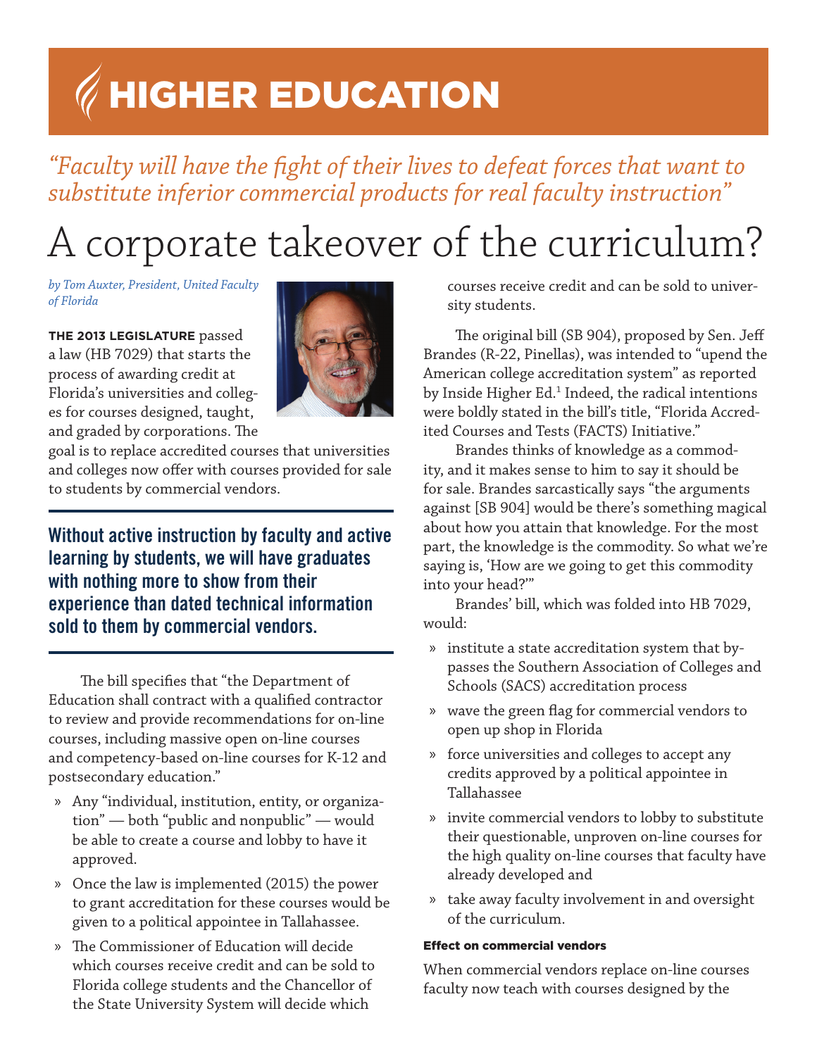# HIGHER EDUCATION

*"Faculty will have the fight of their lives to defeat forces that want to substitute inferior commercial products for real faculty instruction"*

# A corporate takeover of the curriculum?

*by Tom Auxter, President, United Faculty of Florida*

**THE 2013 LEGISLATURE** passed a law (HB 7029) that starts the process of awarding credit at Florida's universities and colleges for courses designed, taught, and graded by corporations. The goal is to replace accredited courses that universities and colleges now offer with courses provided for sale to students by commercial vendors.

**Without active instruction by faculty and active learning by students, we will have graduates with nothing more to show from their experience than dated technical information sold to them by commercial vendors.**

The bill specifies that "the Department of Education shall contract with a qualified contractor to review and provide recommendations for on-line courses, including massive open on-line courses and competency-based on-line courses for K-12 and postsecondary education."

» Any "individual, institution, entity, or organization" — both "public and nonpublic" — would be able to create a course and lobby to have it approved.

» Once the law is implemented (2015) the power to grant accreditation for these courses would be given to a political appointee in Tallahassee.

» The Commissioner of Education will decide which courses receive credit and can be sold to Florida college students and the Chancellor of the State University System will decide which courses receive credit and can be sold to university students.

The original bill (SB 904), proposed by Sen. Jeff Brandes (R-22, Pinellas), was intended to "upend the American college accreditation system" as reported by Inside Higher Ed.[1] Indeed, the radical intentions were boldly stated in the bill's title, "Florida Accredited Courses and Tests (FACTS) Initiative."

Brandes thinks of knowledge as a commodity, and it makes sense to him to say it should be for sale. Brandes sarcastically says "the arguments against [SB 904] would be there's something magical about how you attain that knowledge. For the most part, the knowledge is the commodity. So what we're saying is, 'How are we going to get this commodity into your head?'"

Brandes' bill, which was folded into HB 7029, would:

» institute a state accreditation system that bypasses the Southern Association of Colleges and Schools (SACS) accreditation process

» wave the green flag for commercial vendors to open up shop in Florida

» force universities and colleges to accept any credits approved by a political appointee in Tallahassee

» invite commercial vendors to lobby to substitute their questionable, unproven on-line courses for the high quality on-line courses that faculty have already developed and

» take away faculty involvement in and oversight of the curriculum.

#### Effect on commercial vendors

When commercial vendors replace on-line courses faculty now teach with courses designed by the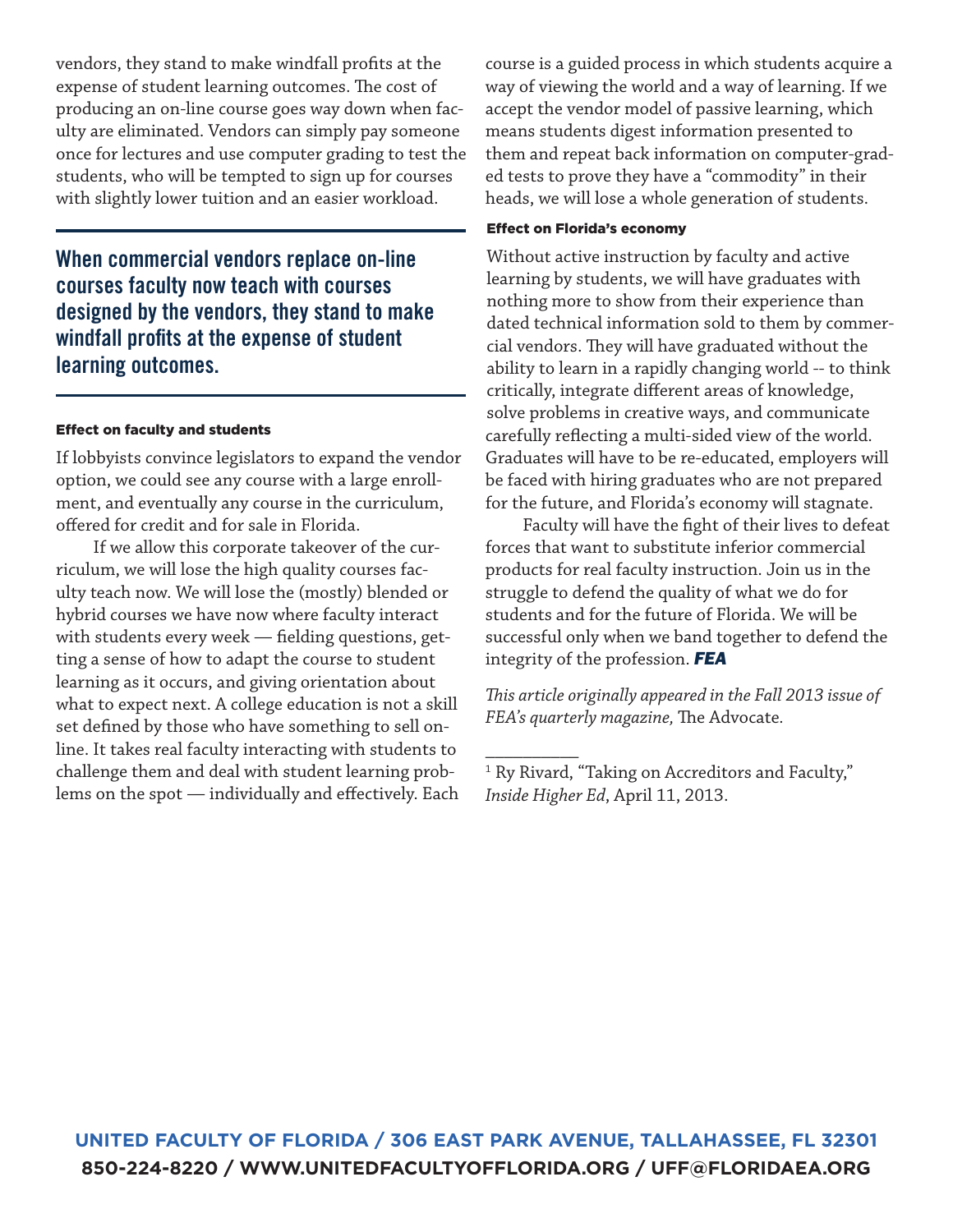vendors, they stand to make windfall profits at the expense of student learning outcomes. The cost of producing an on-line course goes way down when faculty are eliminated. Vendors can simply pay someone once for lectures and use computer grading to test the students, who will be tempted to sign up for courses with slightly lower tuition and an easier workload.

**When commercial vendors replace on-line courses faculty now teach with courses designed by the vendors, they stand to make windfall profits at the expense of student learning outcomes.**

#### Effect on faculty and students

If lobbyists convince legislators to expand the vendor option, we could see any course with a large enrollment, and eventually any course in the curriculum, offered for credit and for sale in Florida.

If we allow this corporate takeover of the curriculum, we will lose the high quality courses faculty teach now. We will lose the (mostly) blended or hybrid courses we have now where faculty interact with students every week — fielding questions, getting a sense of how to adapt the course to student learning as it occurs, and giving orientation about what to expect next. A college education is not a skill set defined by those who have something to sell online. It takes real faculty interacting with students to challenge them and deal with student learning problems on the spot — individually and effectively. Each course is a guided process in which students acquire a way of viewing the world and a way of learning. If we accept the vendor model of passive learning, which means students digest information presented to them and repeat back information on computer-graded tests to prove they have a "commodity" in their heads, we will lose a whole generation of students.

#### Effect on Florida's economy

Without active instruction by faculty and active learning by students, we will have graduates with nothing more to show from their experience than dated technical information sold to them by commercial vendors. They will have graduated without the ability to learn in a rapidly changing world -- to think critically, integrate different areas of knowledge, solve problems in creative ways, and communicate carefully reflecting a multi-sided view of the world. Graduates will have to be re-educated, employers will be faced with hiring graduates who are not prepared for the future, and Florida's economy will stagnate.

Faculty will have the fight of their lives to defeat forces that want to substitute inferior commercial products for real faculty instruction. Join us in the struggle to defend the quality of what we do for students and for the future of Florida. We will be successful only when we band together to defend the integrity of the profession. ***FEA***

*This article originally appeared in the Fall 2013 issue of FEA's quarterly magazine,* The Advocate.

[1] Ry Rivard, "Taking on Accreditors and Faculty," *Inside Higher Ed*, April 11, 2013.

**UNITED FACULTY OF FLORIDA / 306 EAST PARK AVENUE, TALLAHASSEE, FL 32301**
**850-224-8220 / WWW.UNITEDFACULTYOFFLORIDA.ORG / UFF@FLORIDAEA.ORG**